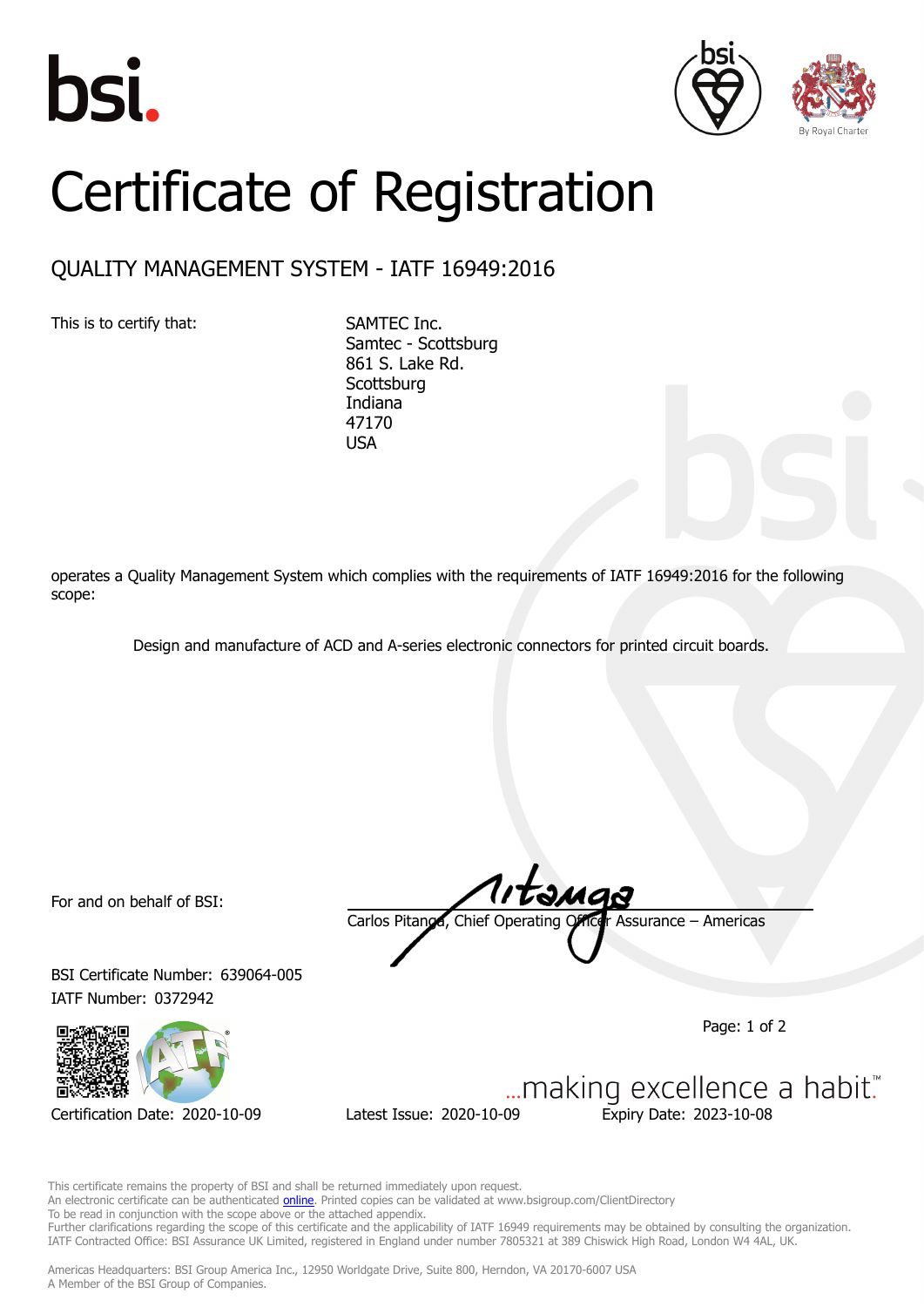# Certificate of Registration

## QUALITY MANAGEMENT SYSTEM - IATF 16949:2016

This is to certify that:

SAMTEC Inc.
Samtec - Scottsburg
861 S. Lake Rd.
Scottsburg
Indiana
47170
USA

operates a Quality Management System which complies with the requirements of IATF 16949:2016 for the following scope:

Design and manufacture of ACD and A-series electronic connectors for printed circuit boards.

For and on behalf of BSI:

Carlos Pitanga, Chief Operating Officer Assurance – Americas

BSI Certificate Number: 639064-005
IATF Number: 0372942

...making excellence a habit.™

Certification Date: 2020-10-09 Latest Issue: 2020-10-09 Expiry Date: 2023-10-08

This certificate remains the property of BSI and shall be returned immediately upon request.
An electronic certificate can be authenticated online. Printed copies can be validated at www.bsigroup.com/ClientDirectory
To be read in conjunction with the scope above or the attached appendix.
Further clarifications regarding the scope of this certificate and the applicability of IATF 16949 requirements may be obtained by consulting the organization.
IATF Contracted Office: BSI Assurance UK Limited, registered in England under number 7805321 at 389 Chiswick High Road, London W4 4AL, UK.

Americas Headquarters: BSI Group America Inc., 12950 Worldgate Drive, Suite 800, Herndon, VA 20170-6007 USA
A Member of the BSI Group of Companies.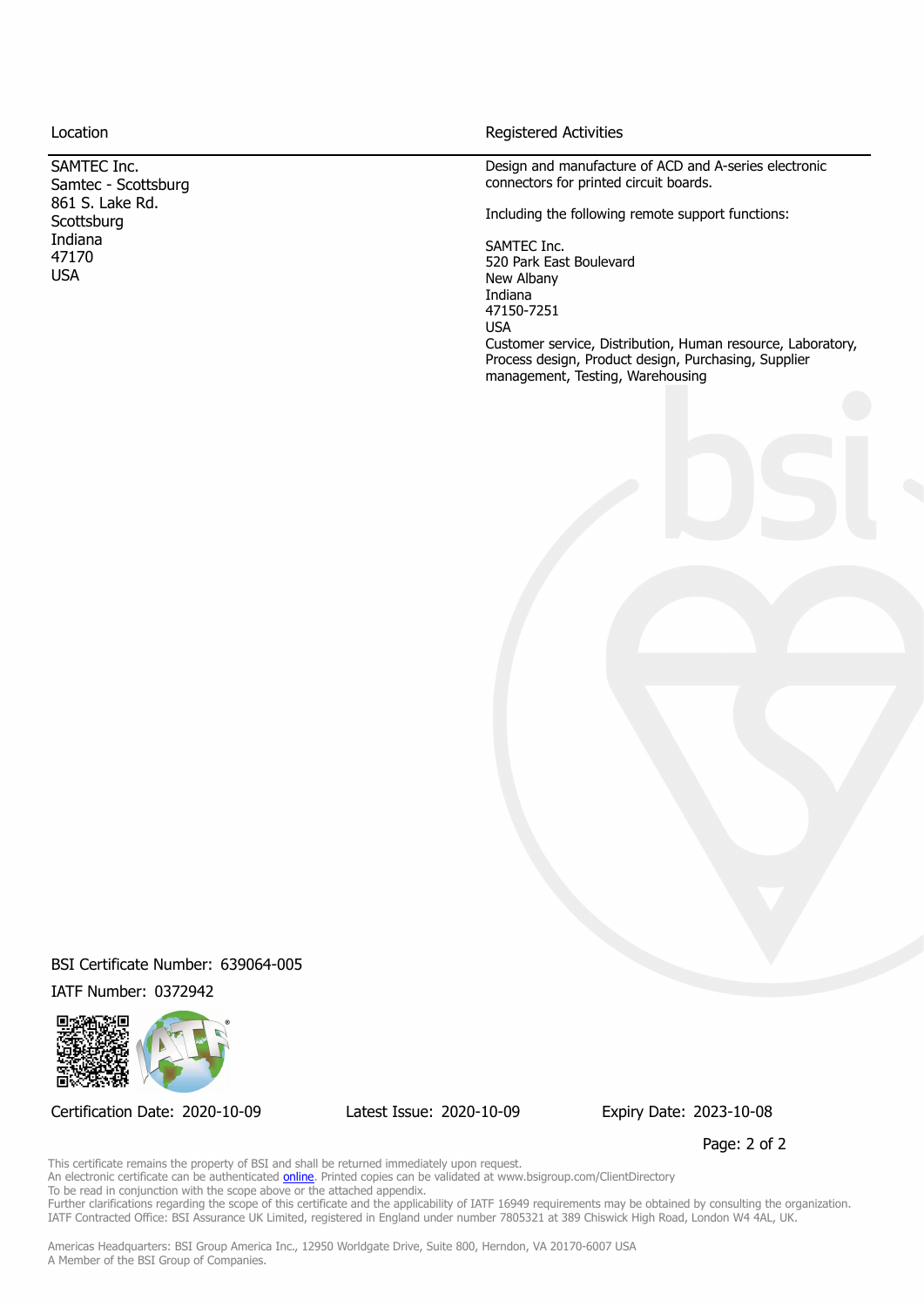| Location | Registered Activities |
| --- | --- |
| SAMTEC Inc.<br>Samtec - Scottsburg<br>861 S. Lake Rd.<br>Scottsburg<br>Indiana<br>47170<br>USA | Design and manufacture of ACD and A-series electronic connectors for printed circuit boards.<br><br>Including the following remote support functions:<br><br>SAMTEC Inc.<br>520 Park East Boulevard<br>New Albany<br>Indiana<br>47150-7251<br>USA<br>Customer service, Distribution, Human resource, Laboratory, Process design, Product design, Purchasing, Supplier management, Testing, Warehousing |

BSI Certificate Number: 639064-005

IATF Number: 0372942

Certification Date: 2020-10-09 Latest Issue: 2020-10-09 Expiry Date: 2023-10-08

This certificate remains the property of BSI and shall be returned immediately upon request.
An electronic certificate can be authenticated online. Printed copies can be validated at www.bsigroup.com/ClientDirectory
To be read in conjunction with the scope above or the attached appendix.
Further clarifications regarding the scope of this certificate and the applicability of IATF 16949 requirements may be obtained by consulting the organization.
IATF Contracted Office: BSI Assurance UK Limited, registered in England under number 7805321 at 389 Chiswick High Road, London W4 4AL, UK.

Americas Headquarters: BSI Group America Inc., 12950 Worldgate Drive, Suite 800, Herndon, VA 20170-6007 USA
A Member of the BSI Group of Companies.